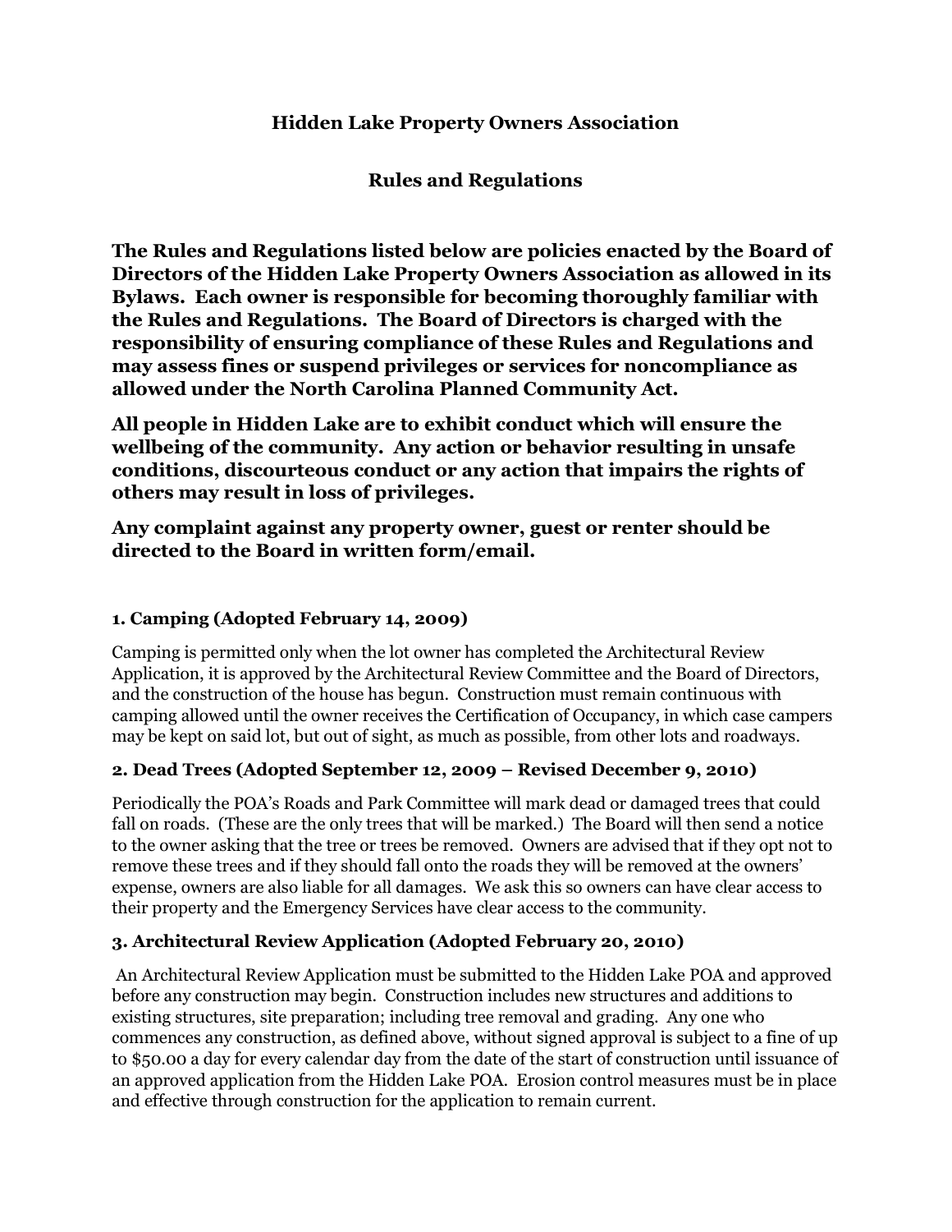# Hidden Lake Property Owners Association

## Rules and Regulations

**The Rules and Regulations listed below are policies enacted by the Board of Directors of the Hidden Lake Property Owners Association as allowed in its Bylaws. Each owner is responsible for becoming thoroughly familiar with the Rules and Regulations. The Board of Directors is charged with the responsibility of ensuring compliance of these Rules and Regulations and may assess fines or suspend privileges or services for noncompliance as allowed under the North Carolina Planned Community Act.**

**All people in Hidden Lake are to exhibit conduct which will ensure the wellbeing of the community. Any action or behavior resulting in unsafe conditions, discourteous conduct or any action that impairs the rights of others may result in loss of privileges.**

**Any complaint against any property owner, guest or renter should be directed to the Board in written form/email.**

### 1. Camping (Adopted February 14, 2009)

Camping is permitted only when the lot owner has completed the Architectural Review Application, it is approved by the Architectural Review Committee and the Board of Directors, and the construction of the house has begun. Construction must remain continuous with camping allowed until the owner receives the Certification of Occupancy, in which case campers may be kept on said lot, but out of sight, as much as possible, from other lots and roadways.

### 2. Dead Trees (Adopted September 12, 2009 – Revised December 9, 2010)

Periodically the POA's Roads and Park Committee will mark dead or damaged trees that could fall on roads. (These are the only trees that will be marked.) The Board will then send a notice to the owner asking that the tree or trees be removed. Owners are advised that if they opt not to remove these trees and if they should fall onto the roads they will be removed at the owners' expense, owners are also liable for all damages. We ask this so owners can have clear access to their property and the Emergency Services have clear access to the community.

### 3. Architectural Review Application (Adopted February 20, 2010)

An Architectural Review Application must be submitted to the Hidden Lake POA and approved before any construction may begin. Construction includes new structures and additions to existing structures, site preparation; including tree removal and grading. Any one who commences any construction, as defined above, without signed approval is subject to a fine of up to $50.00 a day for every calendar day from the date of the start of construction until issuance of an approved application from the Hidden Lake POA. Erosion control measures must be in place and effective through construction for the application to remain current.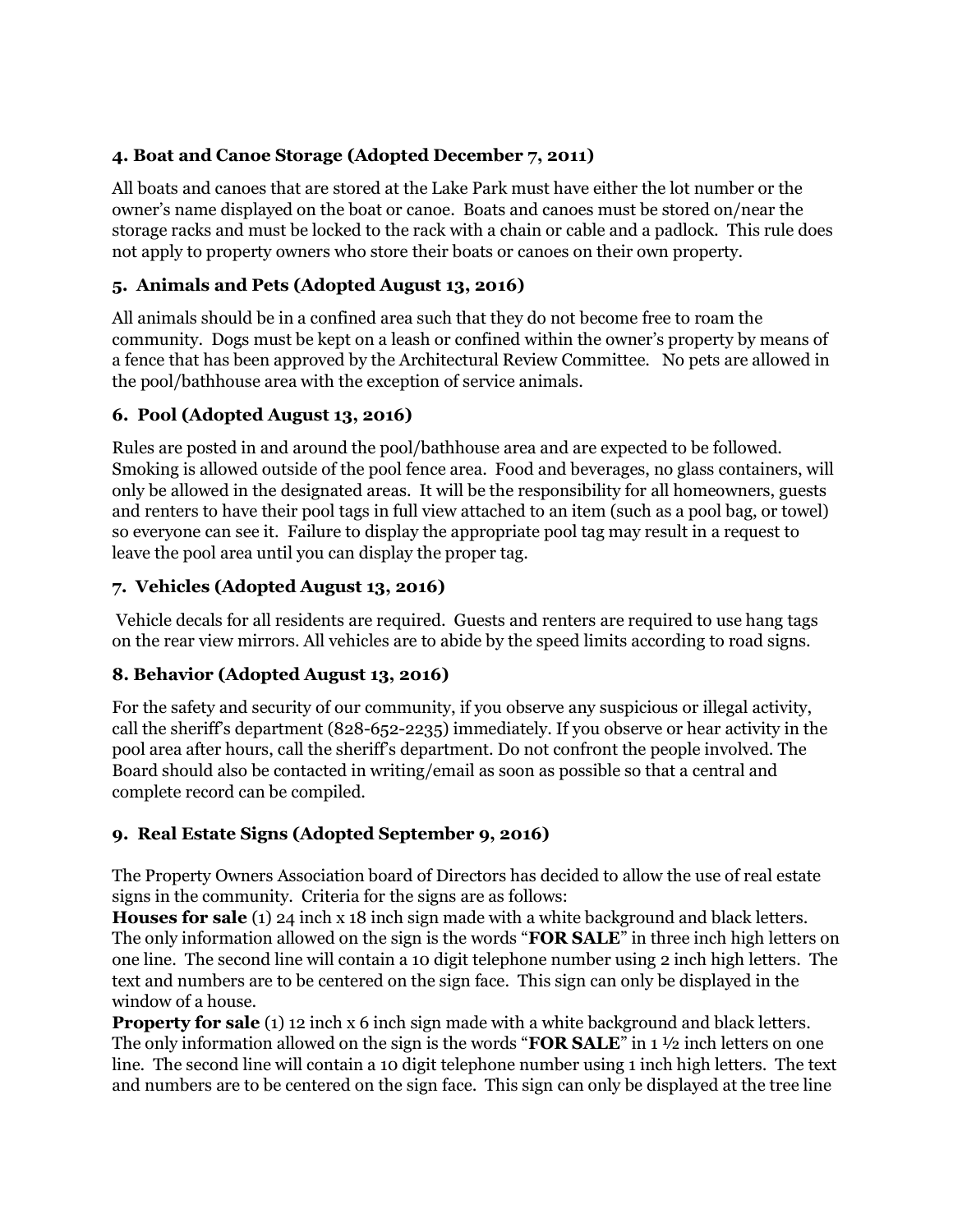### 4. Boat and Canoe Storage (Adopted December 7, 2011)

All boats and canoes that are stored at the Lake Park must have either the lot number or the owner's name displayed on the boat or canoe. Boats and canoes must be stored on/near the storage racks and must be locked to the rack with a chain or cable and a padlock. This rule does not apply to property owners who store their boats or canoes on their own property.

### 5. Animals and Pets (Adopted August 13, 2016)

All animals should be in a confined area such that they do not become free to roam the community. Dogs must be kept on a leash or confined within the owner's property by means of a fence that has been approved by the Architectural Review Committee. No pets are allowed in the pool/bathhouse area with the exception of service animals.

### 6. Pool (Adopted August 13, 2016)

Rules are posted in and around the pool/bathhouse area and are expected to be followed. Smoking is allowed outside of the pool fence area. Food and beverages, no glass containers, will only be allowed in the designated areas. It will be the responsibility for all homeowners, guests and renters to have their pool tags in full view attached to an item (such as a pool bag, or towel) so everyone can see it. Failure to display the appropriate pool tag may result in a request to leave the pool area until you can display the proper tag.

### 7. Vehicles (Adopted August 13, 2016)

Vehicle decals for all residents are required. Guests and renters are required to use hang tags on the rear view mirrors. All vehicles are to abide by the speed limits according to road signs.

### 8. Behavior (Adopted August 13, 2016)

For the safety and security of our community, if you observe any suspicious or illegal activity, call the sheriff's department (828-652-2235) immediately. If you observe or hear activity in the pool area after hours, call the sheriff's department. Do not confront the people involved. The Board should also be contacted in writing/email as soon as possible so that a central and complete record can be compiled.

### 9. Real Estate Signs (Adopted September 9, 2016)

The Property Owners Association board of Directors has decided to allow the use of real estate signs in the community. Criteria for the signs are as follows:
**Houses for sale** (1) 24 inch x 18 inch sign made with a white background and black letters. The only information allowed on the sign is the words "**FOR SALE**" in three inch high letters on one line. The second line will contain a 10 digit telephone number using 2 inch high letters. The text and numbers are to be centered on the sign face. This sign can only be displayed in the window of a house.
**Property for sale** (1) 12 inch x 6 inch sign made with a white background and black letters. The only information allowed on the sign is the words "**FOR SALE**" in 1 ½ inch letters on one line. The second line will contain a 10 digit telephone number using 1 inch high letters. The text and numbers are to be centered on the sign face. This sign can only be displayed at the tree line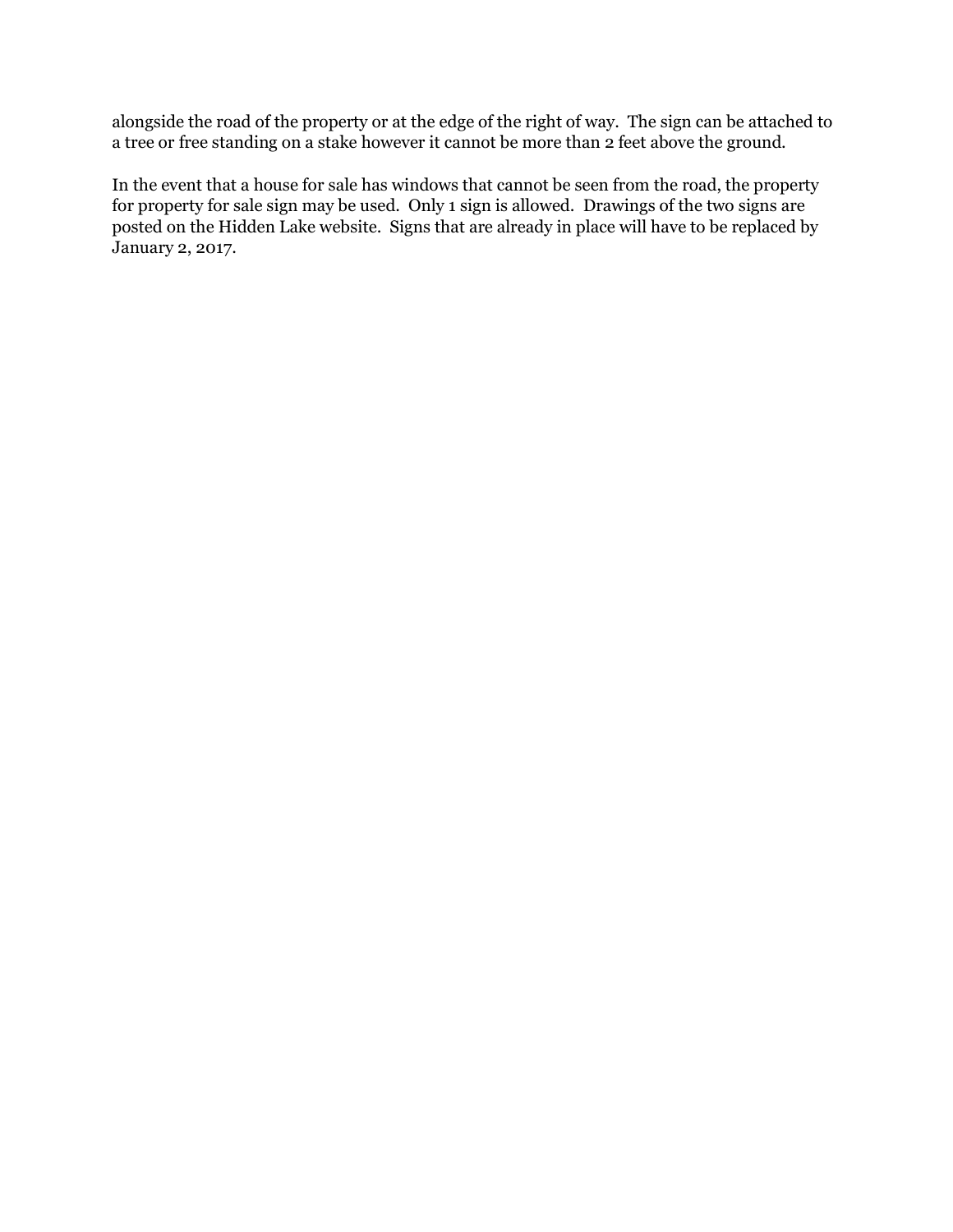alongside the road of the property or at the edge of the right of way. The sign can be attached to a tree or free standing on a stake however it cannot be more than 2 feet above the ground.

In the event that a house for sale has windows that cannot be seen from the road, the property for property for sale sign may be used. Only 1 sign is allowed. Drawings of the two signs are posted on the Hidden Lake website. Signs that are already in place will have to be replaced by January 2, 2017.